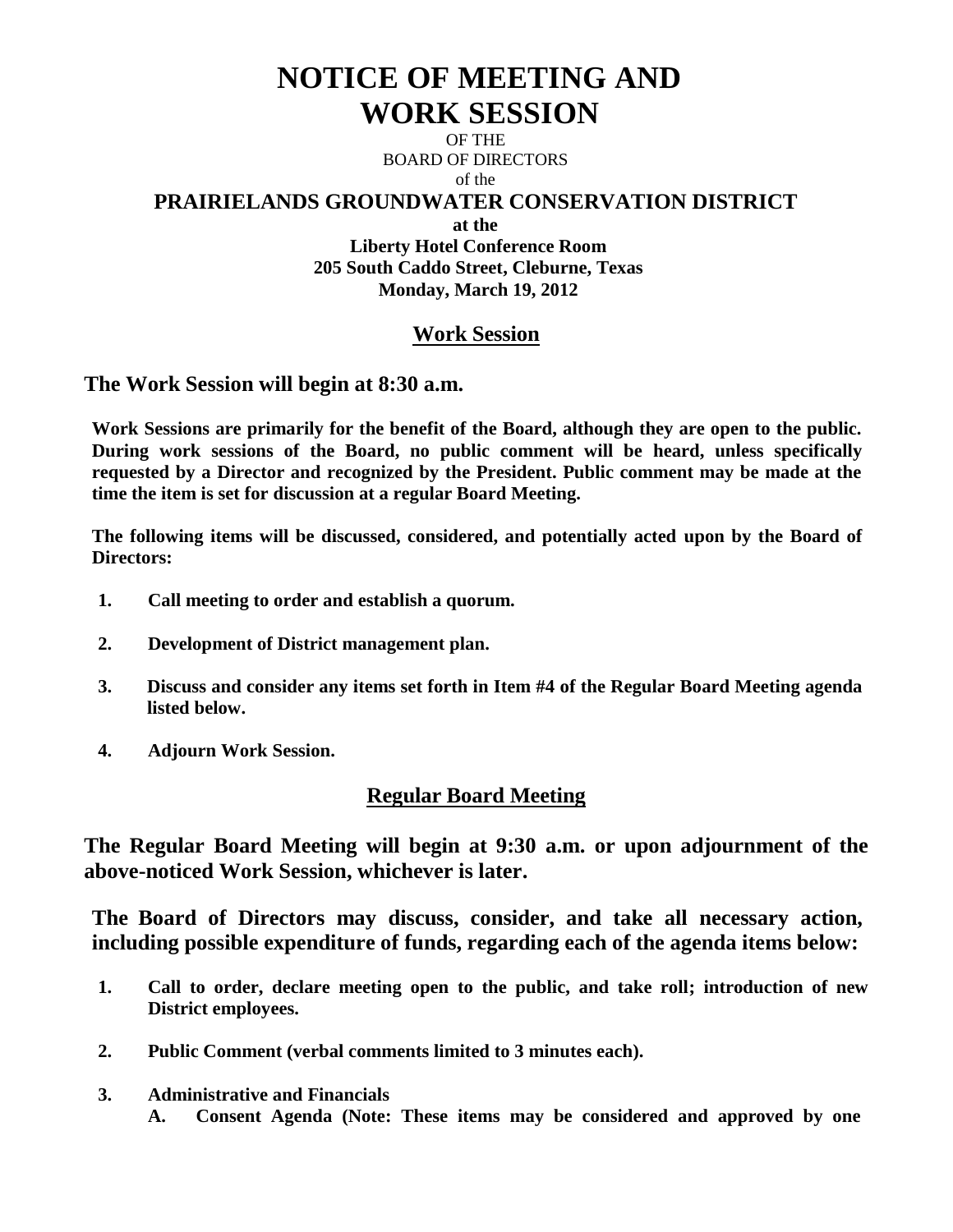# NOTICE OF MEETING AND WORK SESSION

OF THE
BOARD OF DIRECTORS
of the

## PRAIRIELANDS GROUNDWATER CONSERVATION DISTRICT

**at the**
**Liberty Hotel Conference Room**
**205 South Caddo Street, Cleburne, Texas**
**Monday, March 19, 2012**

## Work Session

**The Work Session will begin at 8:30 a.m.**

**Work Sessions are primarily for the benefit of the Board, although they are open to the public. During work sessions of the Board, no public comment will be heard, unless specifically requested by a Director and recognized by the President. Public comment may be made at the time the item is set for discussion at a regular Board Meeting.**

**The following items will be discussed, considered, and potentially acted upon by the Board of Directors:**

1. **Call meeting to order and establish a quorum.**
2. **Development of District management plan.**
3. **Discuss and consider any items set forth in Item #4 of the Regular Board Meeting agenda listed below.**
4. **Adjourn Work Session.**

## Regular Board Meeting

**The Regular Board Meeting will begin at 9:30 a.m. or upon adjournment of the above-noticed Work Session, whichever is later.**

**The Board of Directors may discuss, consider, and take all necessary action, including possible expenditure of funds, regarding each of the agenda items below:**

1. **Call to order, declare meeting open to the public, and take roll; introduction of new District employees.**
2. **Public Comment (verbal comments limited to 3 minutes each).**
3. **Administrative and Financials**
   - **A. Consent Agenda (Note: These items may be considered and approved by one**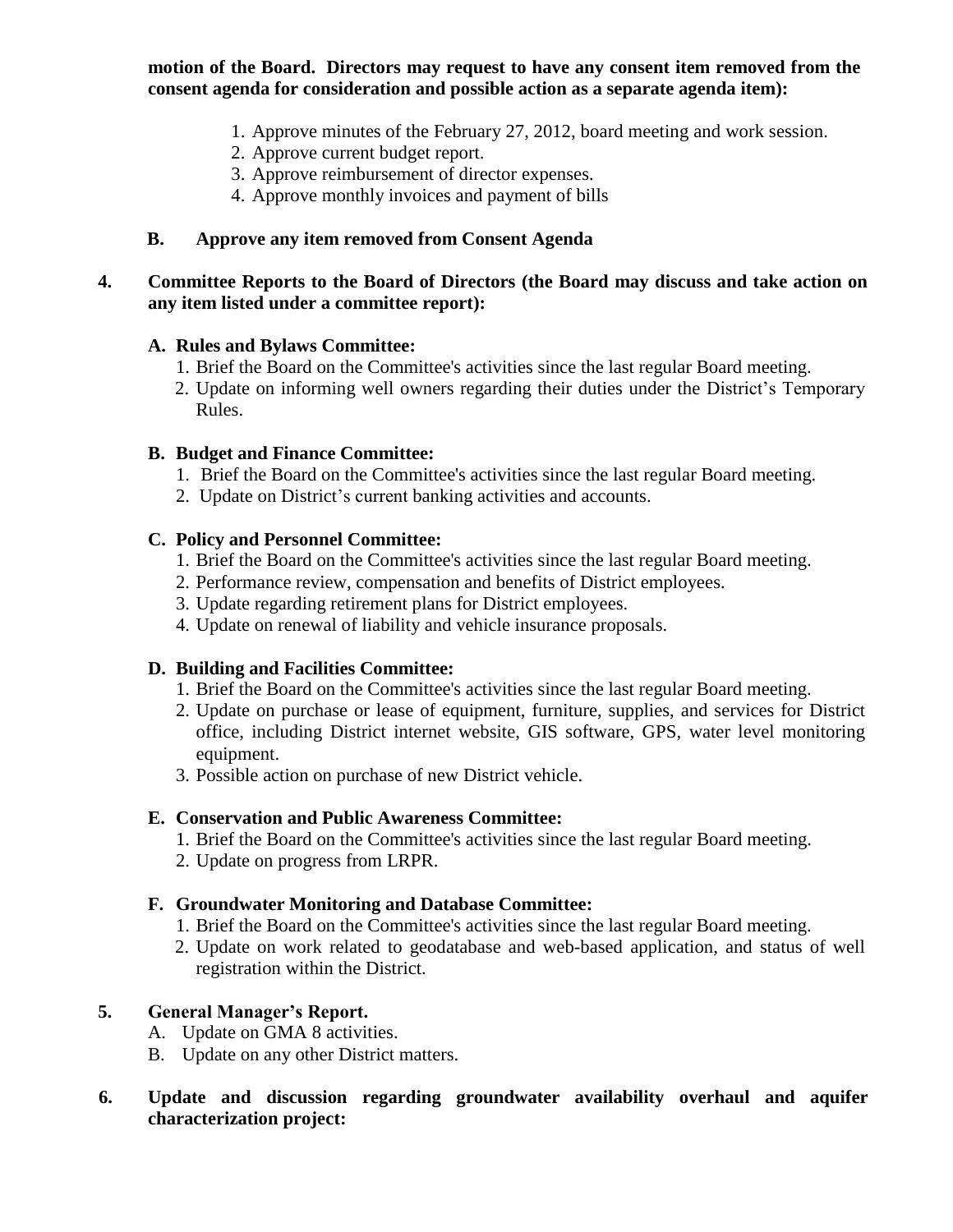**motion of the Board. Directors may request to have any consent item removed from the consent agenda for consideration and possible action as a separate agenda item):**

1. Approve minutes of the February 27, 2012, board meeting and work session.
2. Approve current budget report.
3. Approve reimbursement of director expenses.
4. Approve monthly invoices and payment of bills

**B. Approve any item removed from Consent Agenda**

**4. Committee Reports to the Board of Directors (the Board may discuss and take action on any item listed under a committee report):**

**A. Rules and Bylaws Committee:**

1. Brief the Board on the Committee's activities since the last regular Board meeting.
2. Update on informing well owners regarding their duties under the District's Temporary Rules.

**B. Budget and Finance Committee:**

1. Brief the Board on the Committee's activities since the last regular Board meeting.
2. Update on District's current banking activities and accounts.

**C. Policy and Personnel Committee:**

1. Brief the Board on the Committee's activities since the last regular Board meeting.
2. Performance review, compensation and benefits of District employees.
3. Update regarding retirement plans for District employees.
4. Update on renewal of liability and vehicle insurance proposals.

**D. Building and Facilities Committee:**

1. Brief the Board on the Committee's activities since the last regular Board meeting.
2. Update on purchase or lease of equipment, furniture, supplies, and services for District office, including District internet website, GIS software, GPS, water level monitoring equipment.
3. Possible action on purchase of new District vehicle.

**E. Conservation and Public Awareness Committee:**

1. Brief the Board on the Committee's activities since the last regular Board meeting.
2. Update on progress from LRPR.

**F. Groundwater Monitoring and Database Committee:**

1. Brief the Board on the Committee's activities since the last regular Board meeting.
2. Update on work related to geodatabase and web-based application, and status of well registration within the District.

**5. General Manager's Report.**

A. Update on GMA 8 activities.
B. Update on any other District matters.

**6. Update and discussion regarding groundwater availability overhaul and aquifer characterization project:**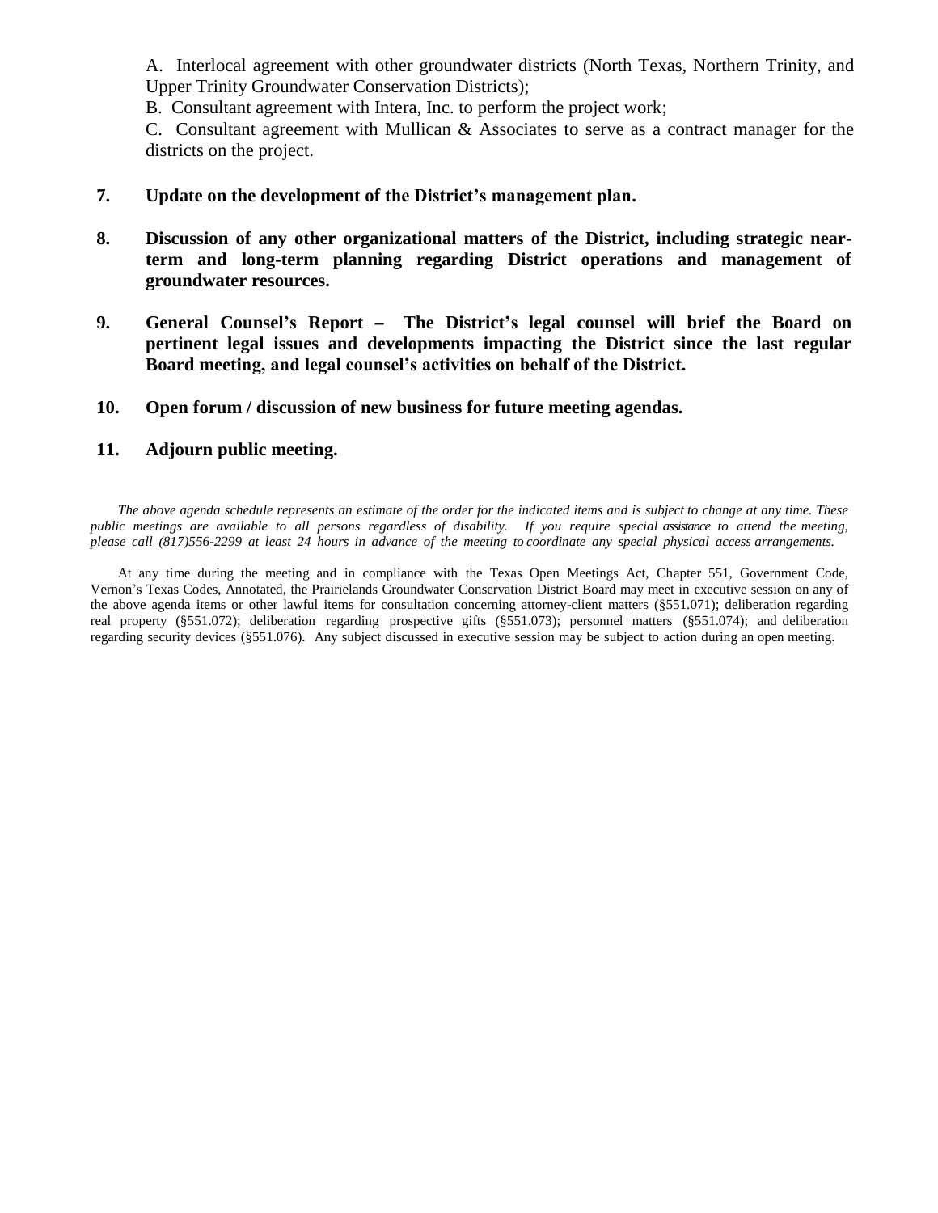A. Interlocal agreement with other groundwater districts (North Texas, Northern Trinity, and Upper Trinity Groundwater Conservation Districts);

B. Consultant agreement with Intera, Inc. to perform the project work;

C. Consultant agreement with Mullican & Associates to serve as a contract manager for the districts on the project.

**7. Update on the development of the District's management plan.**

**8. Discussion of any other organizational matters of the District, including strategic near-term and long-term planning regarding District operations and management of groundwater resources.**

**9. General Counsel's Report – The District's legal counsel will brief the Board on pertinent legal issues and developments impacting the District since the last regular Board meeting, and legal counsel's activities on behalf of the District.**

**10. Open forum / discussion of new business for future meeting agendas.**

**11. Adjourn public meeting.**

*The above agenda schedule represents an estimate of the order for the indicated items and is subject to change at any time. These public meetings are available to all persons regardless of disability. If you require special assistance to attend the meeting, please call (817)556-2299 at least 24 hours in advance of the meeting to coordinate any special physical access arrangements.*

At any time during the meeting and in compliance with the Texas Open Meetings Act, Chapter 551, Government Code, Vernon's Texas Codes, Annotated, the Prairielands Groundwater Conservation District Board may meet in executive session on any of the above agenda items or other lawful items for consultation concerning attorney-client matters (§551.071); deliberation regarding real property (§551.072); deliberation regarding prospective gifts (§551.073); personnel matters (§551.074); and deliberation regarding security devices (§551.076). Any subject discussed in executive session may be subject to action during an open meeting.